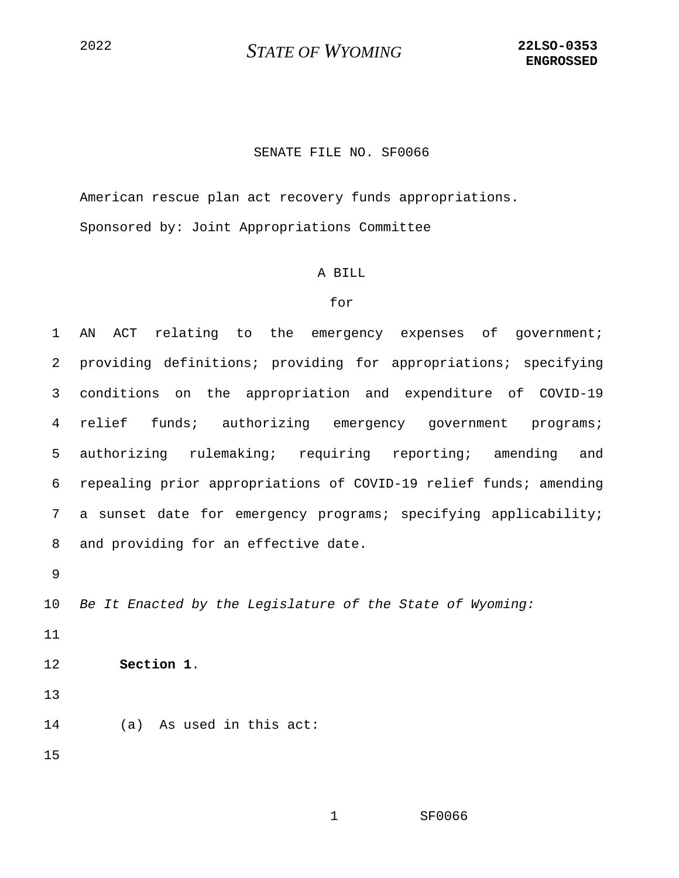2022 **STATE OF WYOMING** **22LSO-0353 ENGROSSED**

# SENATE FILE NO. SF0066

American rescue plan act recovery funds appropriations.

Sponsored by: Joint Appropriations Committee

## A BILL

for

AN ACT relating to the emergency expenses of government; providing definitions; providing for appropriations; specifying conditions on the appropriation and expenditure of COVID-19 relief funds; authorizing emergency government programs; authorizing rulemaking; requiring reporting; amending and repealing prior appropriations of COVID-19 relief funds; amending a sunset date for emergency programs; specifying applicability; and providing for an effective date.

*Be It Enacted by the Legislature of the State of Wyoming:*

**Section 1.**

(a) As used in this act: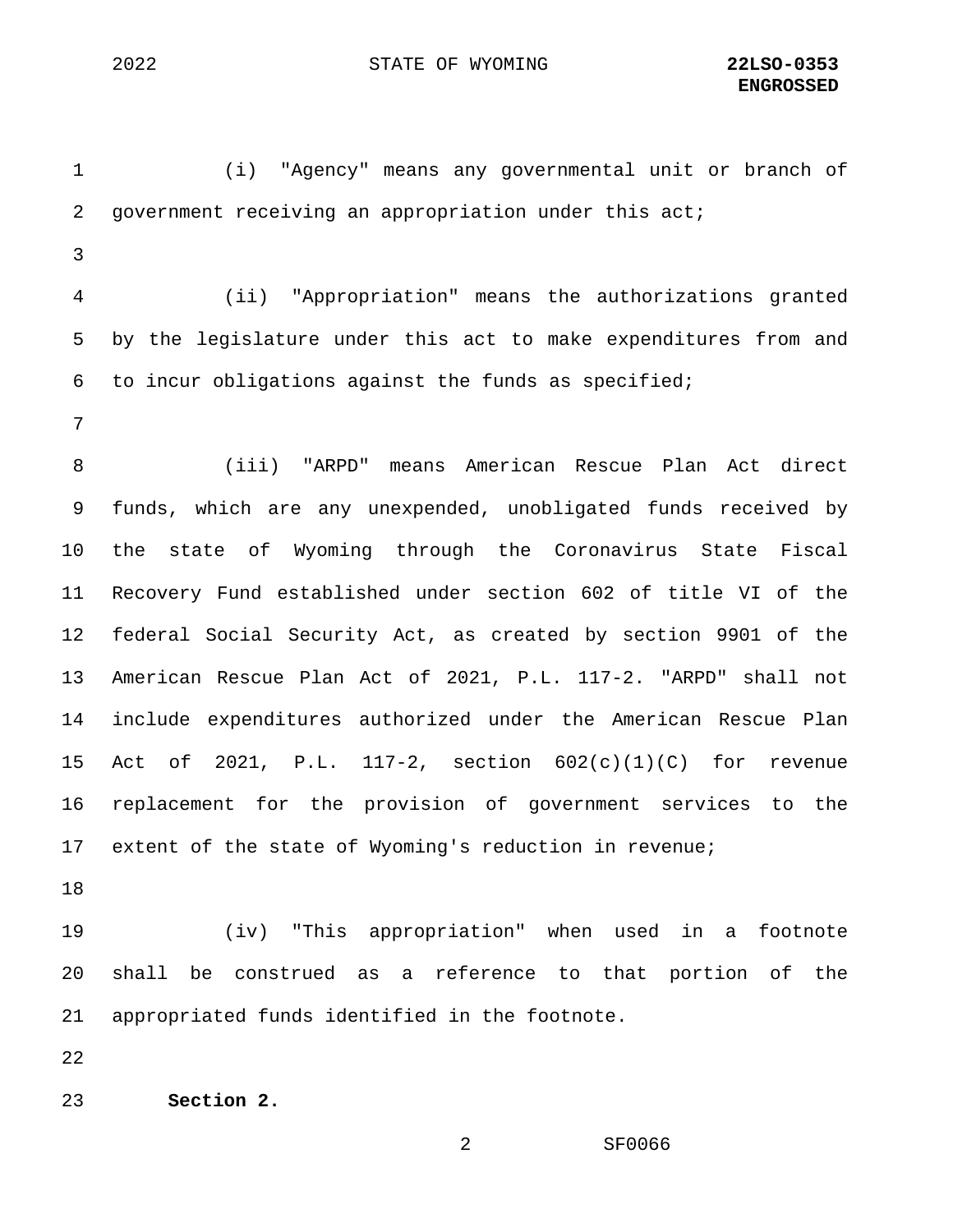(i) "Agency" means any governmental unit or branch of government receiving an appropriation under this act;

(ii) "Appropriation" means the authorizations granted by the legislature under this act to make expenditures from and to incur obligations against the funds as specified;

(iii) "ARPD" means American Rescue Plan Act direct funds, which are any unexpended, unobligated funds received by the state of Wyoming through the Coronavirus State Fiscal Recovery Fund established under section 602 of title VI of the federal Social Security Act, as created by section 9901 of the American Rescue Plan Act of 2021, P.L. 117-2. "ARPD" shall not include expenditures authorized under the American Rescue Plan Act of 2021, P.L. 117-2, section 602(c)(1)(C) for revenue replacement for the provision of government services to the extent of the state of Wyoming's reduction in revenue;

(iv) "This appropriation" when used in a footnote shall be construed as a reference to that portion of the appropriated funds identified in the footnote.

**Section 2.**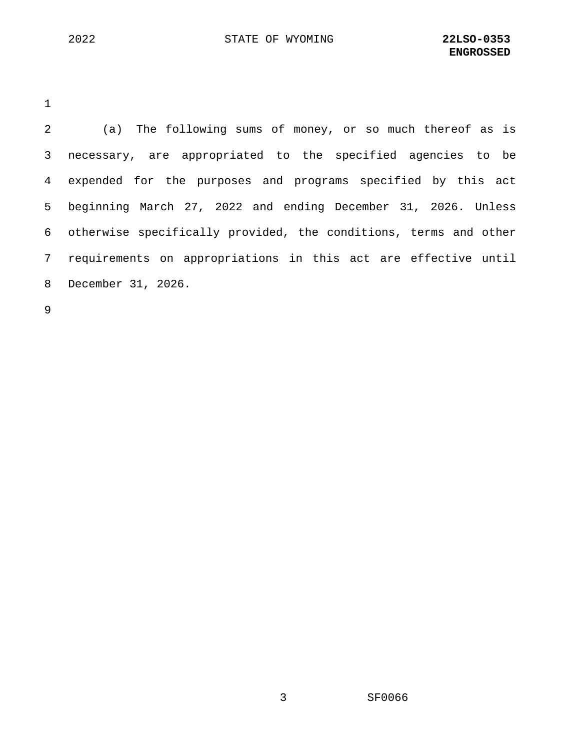(a) The following sums of money, or so much thereof as is necessary, are appropriated to the specified agencies to be expended for the purposes and programs specified by this act beginning March 27, 2022 and ending December 31, 2026. Unless otherwise specifically provided, the conditions, terms and other requirements on appropriations in this act are effective until December 31, 2026.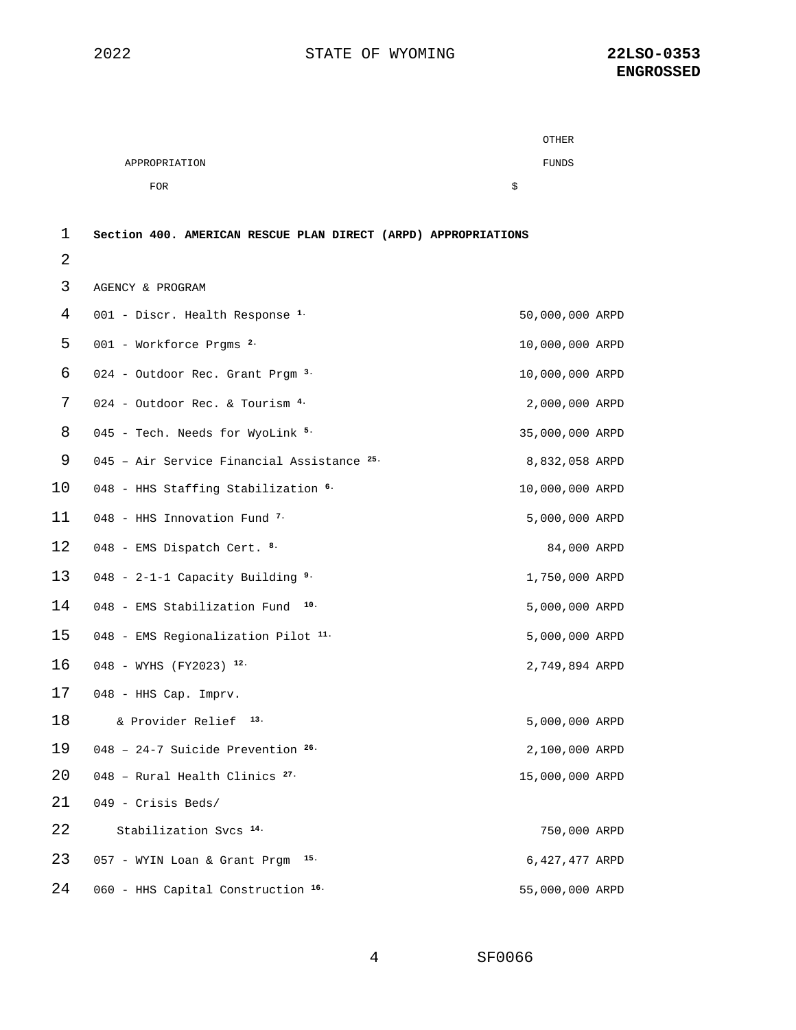| APPROPRIATION FOR | OTHER FUNDS $ |
|---|---|
| **Section 400. AMERICAN RESCUE PLAN DIRECT (ARPD) APPROPRIATIONS** | |
| AGENCY & PROGRAM | |
| 001 - Discr. Health Response [1.] | 50,000,000 ARPD |
| 001 - Workforce Prgms [2.] | 10,000,000 ARPD |
| 024 - Outdoor Rec. Grant Prgm [3.] | 10,000,000 ARPD |
| 024 - Outdoor Rec. & Tourism [4.] | 2,000,000 ARPD |
| 045 - Tech. Needs for WyoLink [5.] | 35,000,000 ARPD |
| 045 – Air Service Financial Assistance [25.] | 8,832,058 ARPD |
| 048 - HHS Staffing Stabilization [6.] | 10,000,000 ARPD |
| 048 - HHS Innovation Fund [7.] | 5,000,000 ARPD |
| 048 - EMS Dispatch Cert. [8.] | 84,000 ARPD |
| 048 - 2-1-1 Capacity Building [9.] | 1,750,000 ARPD |
| 048 - EMS Stabilization Fund [10.] | 5,000,000 ARPD |
| 048 - EMS Regionalization Pilot [11.] | 5,000,000 ARPD |
| 048 - WYHS (FY2023) [12.] | 2,749,894 ARPD |
| 048 - HHS Cap. Imprv. & Provider Relief [13.] | 5,000,000 ARPD |
| 048 – 24-7 Suicide Prevention [26.] | 2,100,000 ARPD |
| 048 – Rural Health Clinics [27.] | 15,000,000 ARPD |
| 049 - Crisis Beds/ Stabilization Svcs [14.] | 750,000 ARPD |
| 057 - WYIN Loan & Grant Prgm [15.] | 6,427,477 ARPD |
| 060 - HHS Capital Construction [16.] | 55,000,000 ARPD |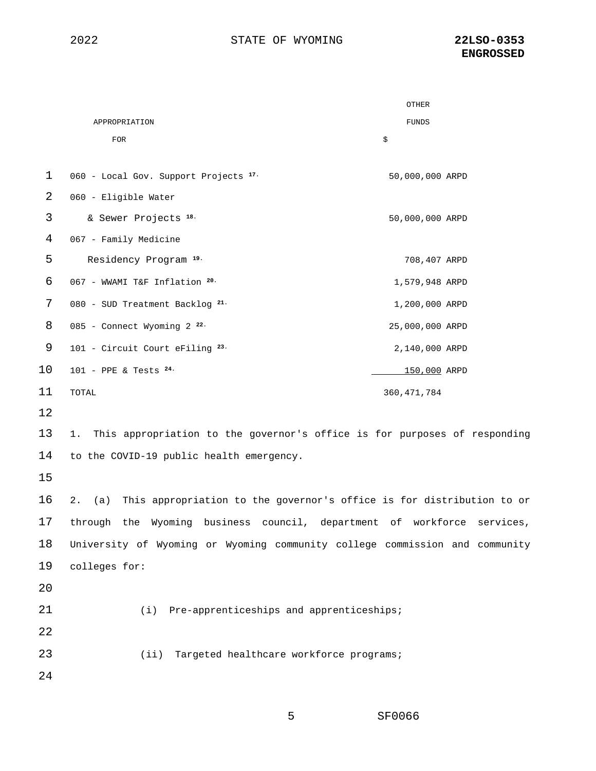| APPROPRIATION FOR | OTHER FUNDS $ |
|---|---|
| 060 - Local Gov. Support Projects [17.] | 50,000,000 ARPD |
| 060 - Eligible Water & Sewer Projects [18.] | 50,000,000 ARPD |
| 067 - Family Medicine Residency Program [19.] | 708,407 ARPD |
| 067 - WWAMI T&F Inflation [20.] | 1,579,948 ARPD |
| 080 - SUD Treatment Backlog [21.] | 1,200,000 ARPD |
| 085 - Connect Wyoming 2 [22.] | 25,000,000 ARPD |
| 101 - Circuit Court eFiling [23.] | 2,140,000 ARPD |
| 101 - PPE & Tests [24.] | 150,000 ARPD |
| TOTAL | 360,471,784 |

1. This appropriation to the governor's office is for purposes of responding to the COVID-19 public health emergency.

2. (a) This appropriation to the governor's office is for distribution to or through the Wyoming business council, department of workforce services, University of Wyoming or Wyoming community college commission and community colleges for:

(i) Pre-apprenticeships and apprenticeships;

(ii) Targeted healthcare workforce programs;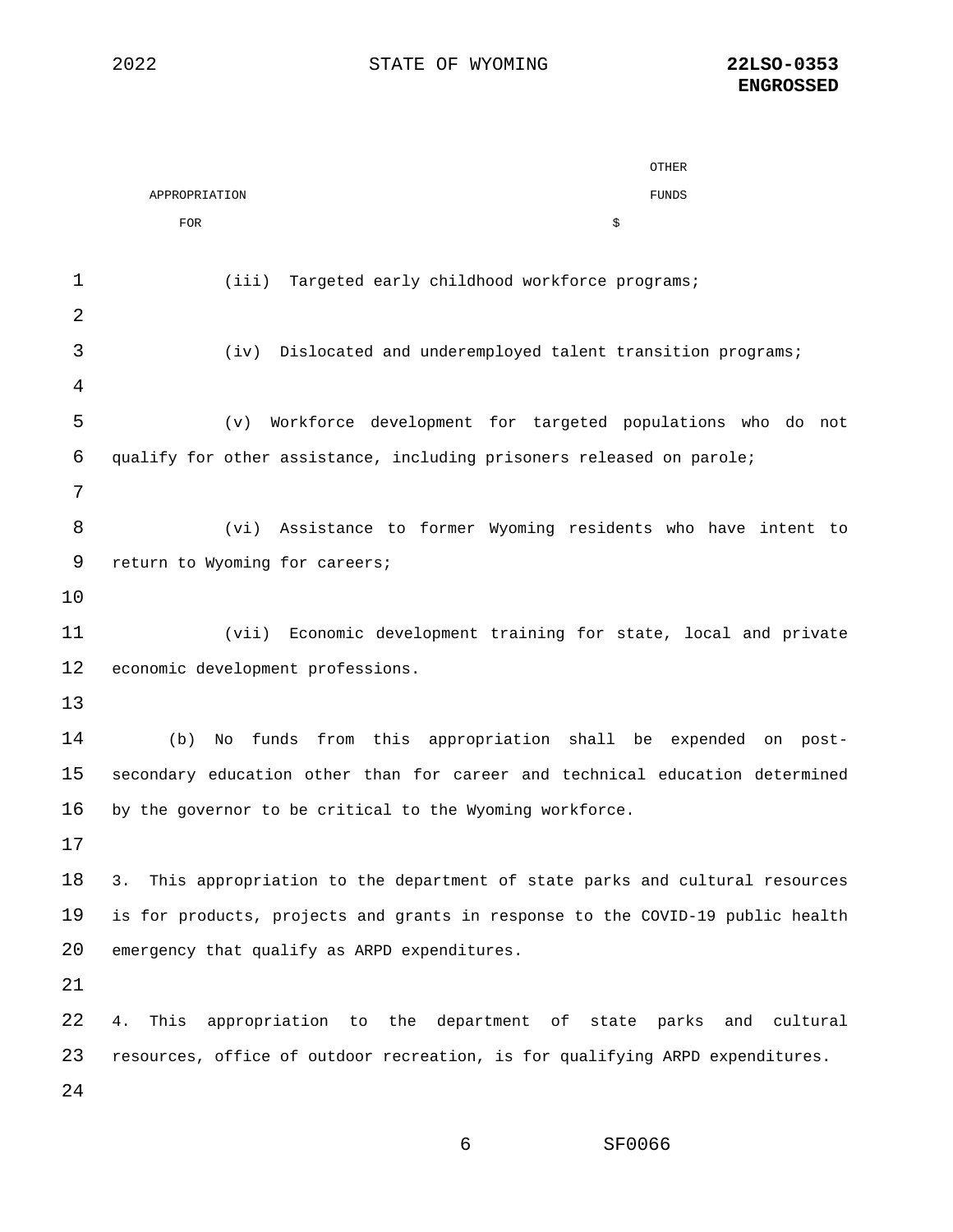(iii) Targeted early childhood workforce programs;

(iv) Dislocated and underemployed talent transition programs;

(v) Workforce development for targeted populations who do not qualify for other assistance, including prisoners released on parole;

(vi) Assistance to former Wyoming residents who have intent to return to Wyoming for careers;

(vii) Economic development training for state, local and private economic development professions.

(b) No funds from this appropriation shall be expended on post-secondary education other than for career and technical education determined by the governor to be critical to the Wyoming workforce.

3. This appropriation to the department of state parks and cultural resources is for products, projects and grants in response to the COVID-19 public health emergency that qualify as ARPD expenditures.

4. This appropriation to the department of state parks and cultural resources, office of outdoor recreation, is for qualifying ARPD expenditures.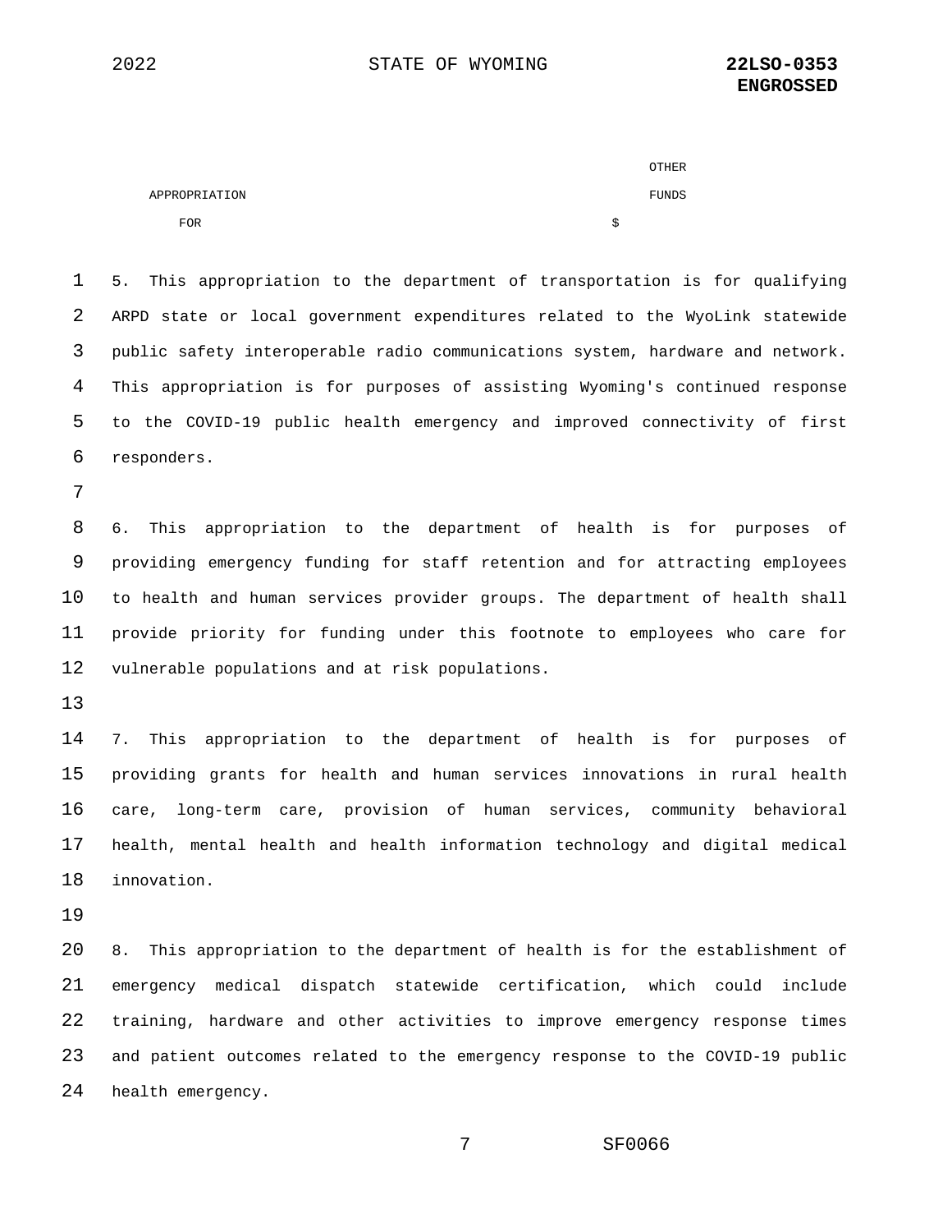| APPROPRIATION FOR | OTHER FUNDS $ |
|---|---|

5. This appropriation to the department of transportation is for qualifying ARPD state or local government expenditures related to the WyoLink statewide public safety interoperable radio communications system, hardware and network. This appropriation is for purposes of assisting Wyoming's continued response to the COVID-19 public health emergency and improved connectivity of first responders.

6. This appropriation to the department of health is for purposes of providing emergency funding for staff retention and for attracting employees to health and human services provider groups. The department of health shall provide priority for funding under this footnote to employees who care for vulnerable populations and at risk populations.

7. This appropriation to the department of health is for purposes of providing grants for health and human services innovations in rural health care, long-term care, provision of human services, community behavioral health, mental health and health information technology and digital medical innovation.

8. This appropriation to the department of health is for the establishment of emergency medical dispatch statewide certification, which could include training, hardware and other activities to improve emergency response times and patient outcomes related to the emergency response to the COVID-19 public health emergency.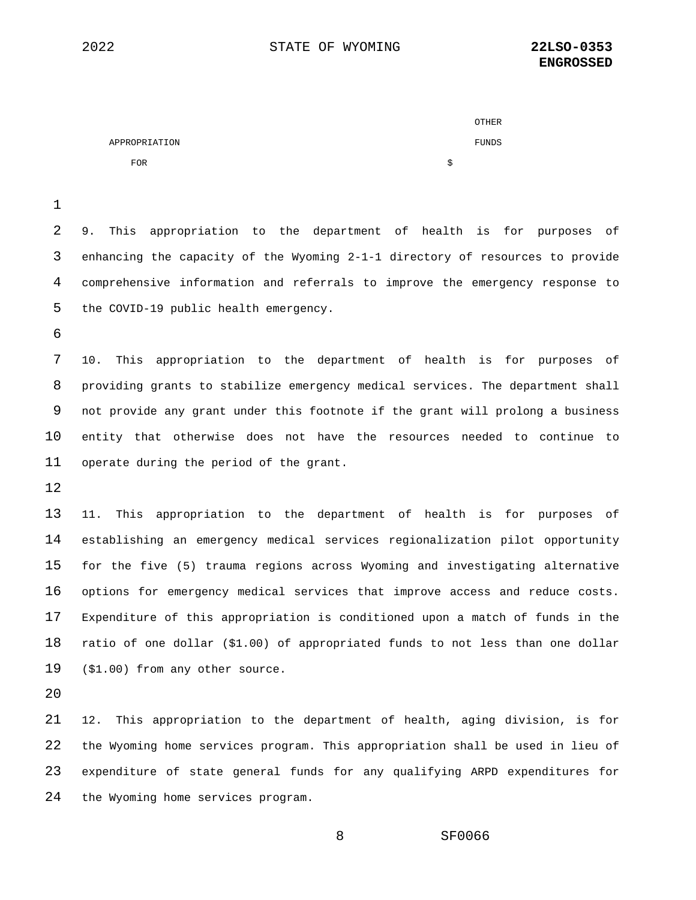| APPROPRIATION FOR | OTHER FUNDS $ |
| --- | --- |

9. This appropriation to the department of health is for purposes of enhancing the capacity of the Wyoming 2-1-1 directory of resources to provide comprehensive information and referrals to improve the emergency response to the COVID-19 public health emergency.

10. This appropriation to the department of health is for purposes of providing grants to stabilize emergency medical services. The department shall not provide any grant under this footnote if the grant will prolong a business entity that otherwise does not have the resources needed to continue to operate during the period of the grant.

11. This appropriation to the department of health is for purposes of establishing an emergency medical services regionalization pilot opportunity for the five (5) trauma regions across Wyoming and investigating alternative options for emergency medical services that improve access and reduce costs. Expenditure of this appropriation is conditioned upon a match of funds in the ratio of one dollar ($1.00) of appropriated funds to not less than one dollar ($1.00) from any other source.

12. This appropriation to the department of health, aging division, is for the Wyoming home services program. This appropriation shall be used in lieu of expenditure of state general funds for any qualifying ARPD expenditures for the Wyoming home services program.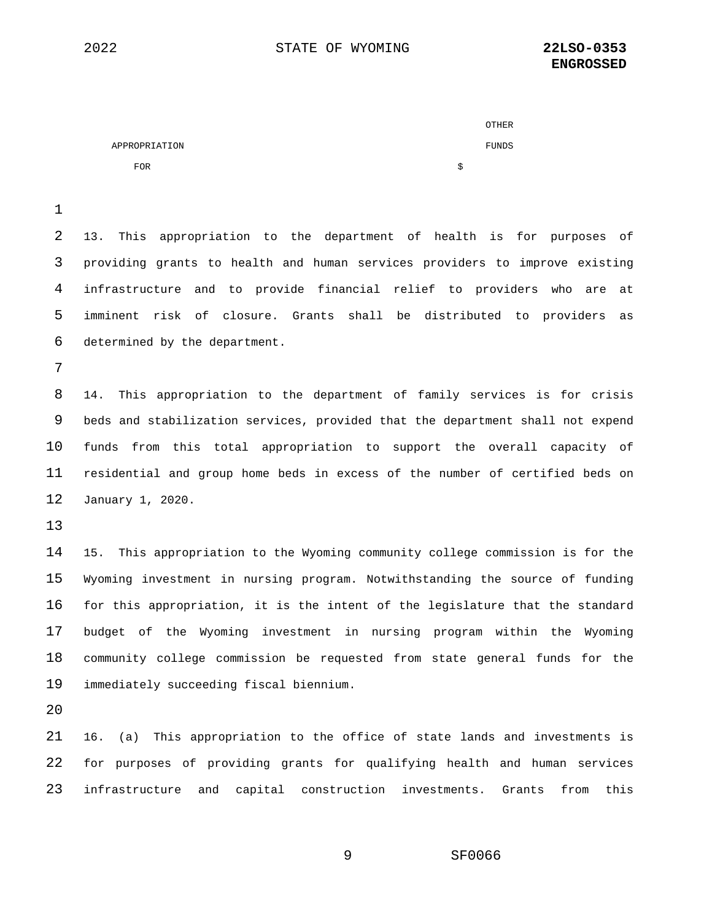| APPROPRIATION FOR | OTHER FUNDS $ |
| --- | --- |

13. This appropriation to the department of health is for purposes of providing grants to health and human services providers to improve existing infrastructure and to provide financial relief to providers who are at imminent risk of closure. Grants shall be distributed to providers as determined by the department.

14. This appropriation to the department of family services is for crisis beds and stabilization services, provided that the department shall not expend funds from this total appropriation to support the overall capacity of residential and group home beds in excess of the number of certified beds on January 1, 2020.

15. This appropriation to the Wyoming community college commission is for the Wyoming investment in nursing program. Notwithstanding the source of funding for this appropriation, it is the intent of the legislature that the standard budget of the Wyoming investment in nursing program within the Wyoming community college commission be requested from state general funds for the immediately succeeding fiscal biennium.

16. (a) This appropriation to the office of state lands and investments is for purposes of providing grants for qualifying health and human services infrastructure and capital construction investments. Grants from this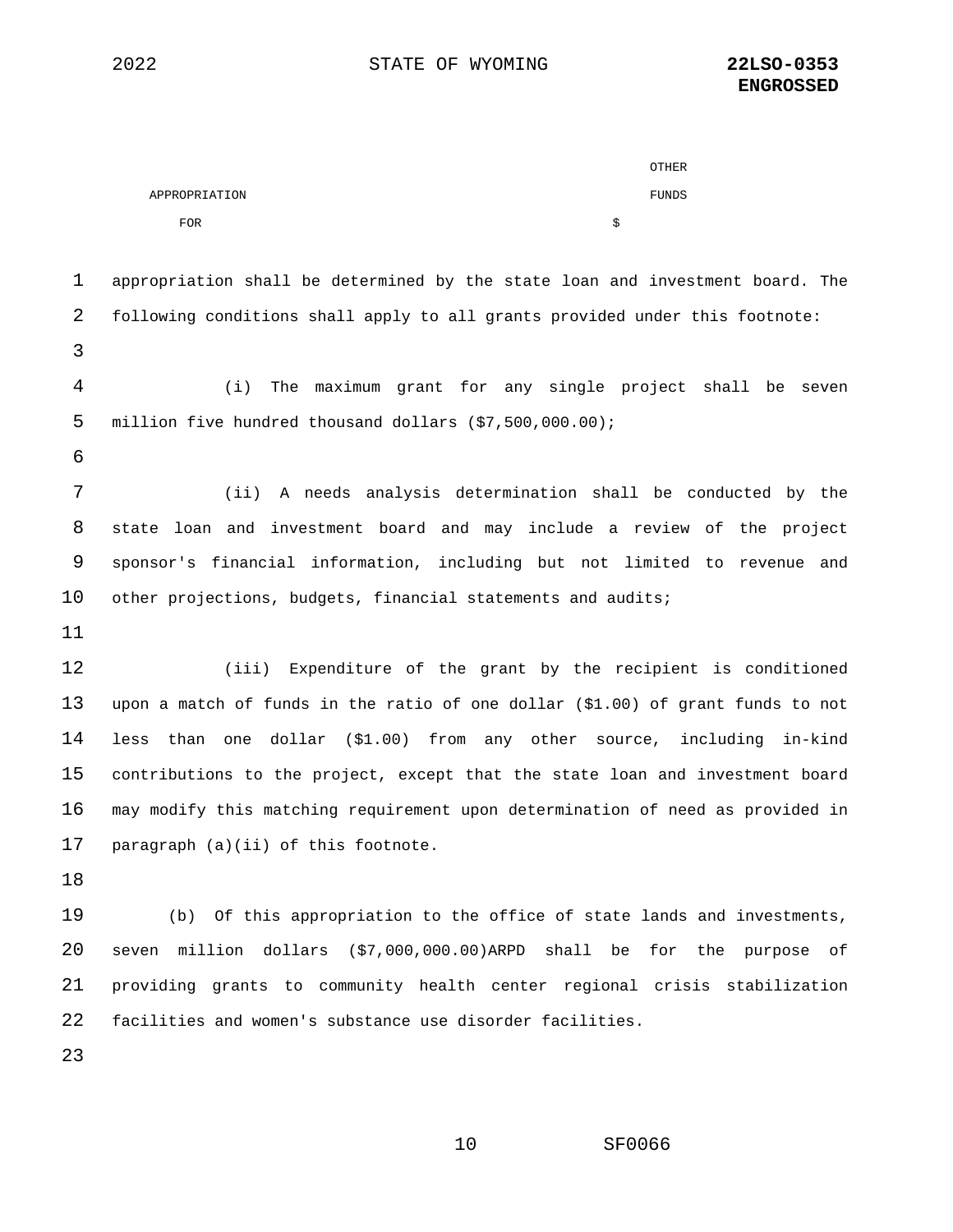| APPROPRIATION FOR | OTHER FUNDS $ |
|---|---|

appropriation shall be determined by the state loan and investment board. The following conditions shall apply to all grants provided under this footnote:

(i) The maximum grant for any single project shall be seven million five hundred thousand dollars ($7,500,000.00);

(ii) A needs analysis determination shall be conducted by the state loan and investment board and may include a review of the project sponsor's financial information, including but not limited to revenue and other projections, budgets, financial statements and audits;

(iii) Expenditure of the grant by the recipient is conditioned upon a match of funds in the ratio of one dollar ($1.00) of grant funds to not less than one dollar ($1.00) from any other source, including in-kind contributions to the project, except that the state loan and investment board may modify this matching requirement upon determination of need as provided in paragraph (a)(ii) of this footnote.

(b) Of this appropriation to the office of state lands and investments, seven million dollars ($7,000,000.00)ARPD shall be for the purpose of providing grants to community health center regional crisis stabilization facilities and women's substance use disorder facilities.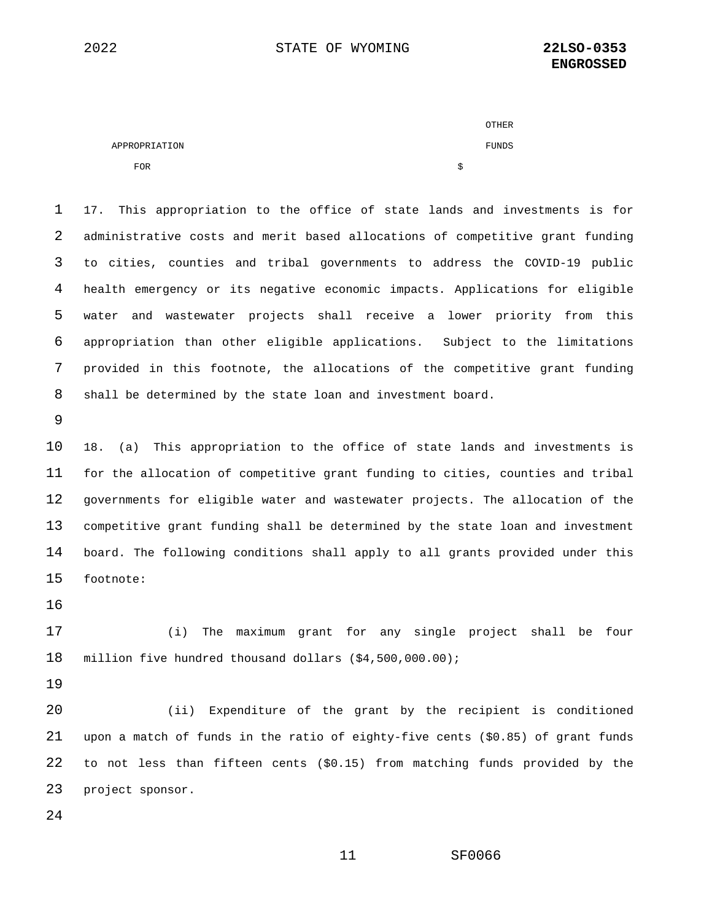| APPROPRIATION FOR | OTHER FUNDS $ |
|---|---|

17. This appropriation to the office of state lands and investments is for administrative costs and merit based allocations of competitive grant funding to cities, counties and tribal governments to address the COVID-19 public health emergency or its negative economic impacts. Applications for eligible water and wastewater projects shall receive a lower priority from this appropriation than other eligible applications. Subject to the limitations provided in this footnote, the allocations of the competitive grant funding shall be determined by the state loan and investment board.

18. (a) This appropriation to the office of state lands and investments is for the allocation of competitive grant funding to cities, counties and tribal governments for eligible water and wastewater projects. The allocation of the competitive grant funding shall be determined by the state loan and investment board. The following conditions shall apply to all grants provided under this footnote:

(i) The maximum grant for any single project shall be four million five hundred thousand dollars ($4,500,000.00);

(ii) Expenditure of the grant by the recipient is conditioned upon a match of funds in the ratio of eighty-five cents ($0.85) of grant funds to not less than fifteen cents ($0.15) from matching funds provided by the project sponsor.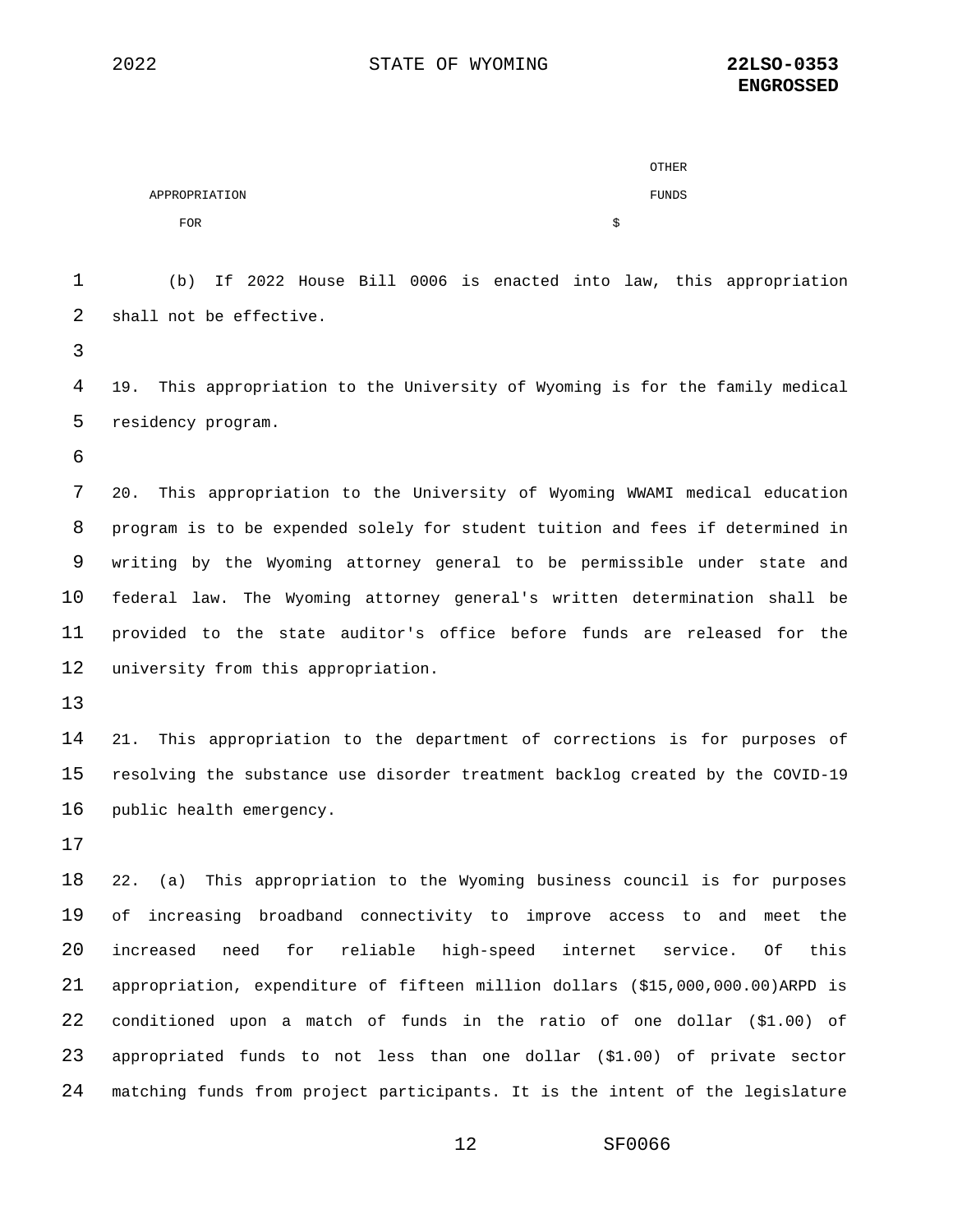| APPROPRIATION FOR | | OTHER FUNDS $ |
|---|---|---|

(b) If 2022 House Bill 0006 is enacted into law, this appropriation shall not be effective.

19. This appropriation to the University of Wyoming is for the family medical residency program.

20. This appropriation to the University of Wyoming WWAMI medical education program is to be expended solely for student tuition and fees if determined in writing by the Wyoming attorney general to be permissible under state and federal law. The Wyoming attorney general's written determination shall be provided to the state auditor's office before funds are released for the university from this appropriation.

21. This appropriation to the department of corrections is for purposes of resolving the substance use disorder treatment backlog created by the COVID-19 public health emergency.

22. (a) This appropriation to the Wyoming business council is for purposes of increasing broadband connectivity to improve access to and meet the increased need for reliable high-speed internet service. Of this appropriation, expenditure of fifteen million dollars ($15,000,000.00)ARPD is conditioned upon a match of funds in the ratio of one dollar ($1.00) of appropriated funds to not less than one dollar ($1.00) of private sector matching funds from project participants. It is the intent of the legislature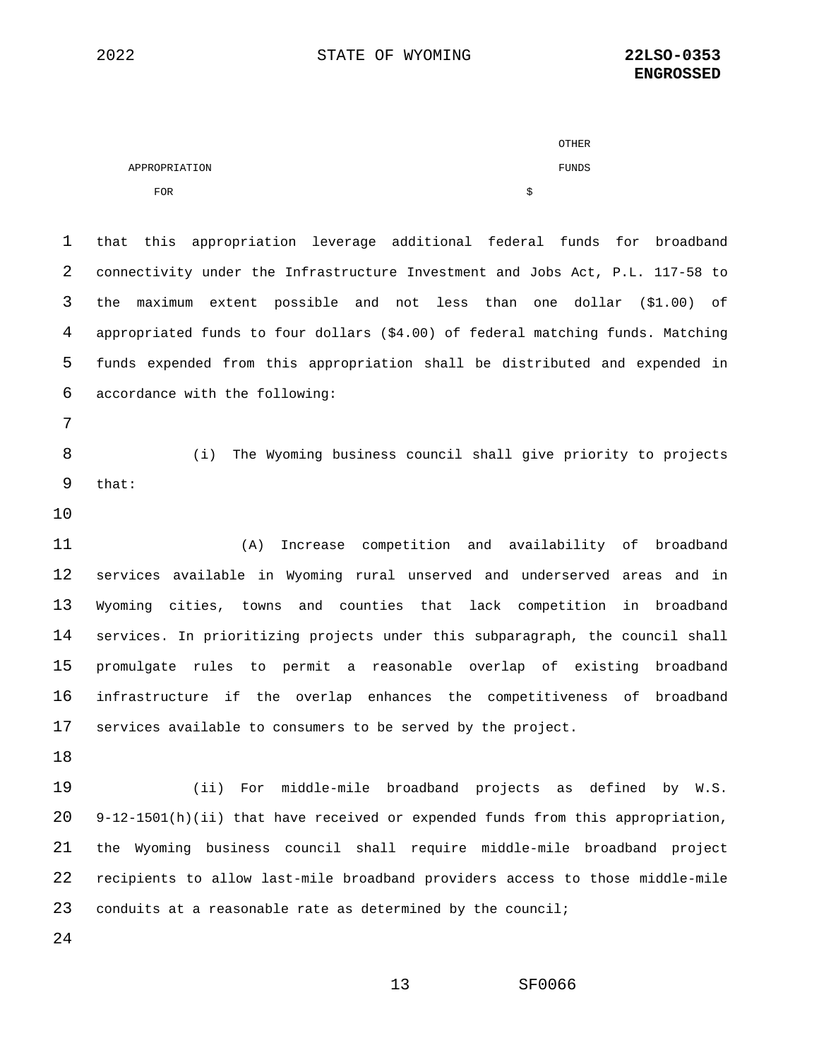| APPROPRIATION FOR | OTHER FUNDS $ |
|---|---|

that this appropriation leverage additional federal funds for broadband connectivity under the Infrastructure Investment and Jobs Act, P.L. 117-58 to the maximum extent possible and not less than one dollar ($1.00) of appropriated funds to four dollars ($4.00) of federal matching funds. Matching funds expended from this appropriation shall be distributed and expended in accordance with the following:

(i) The Wyoming business council shall give priority to projects that:

(A) Increase competition and availability of broadband services available in Wyoming rural unserved and underserved areas and in Wyoming cities, towns and counties that lack competition in broadband services. In prioritizing projects under this subparagraph, the council shall promulgate rules to permit a reasonable overlap of existing broadband infrastructure if the overlap enhances the competitiveness of broadband services available to consumers to be served by the project.

(ii) For middle-mile broadband projects as defined by W.S. 9-12-1501(h)(ii) that have received or expended funds from this appropriation, the Wyoming business council shall require middle-mile broadband project recipients to allow last-mile broadband providers access to those middle-mile conduits at a reasonable rate as determined by the council;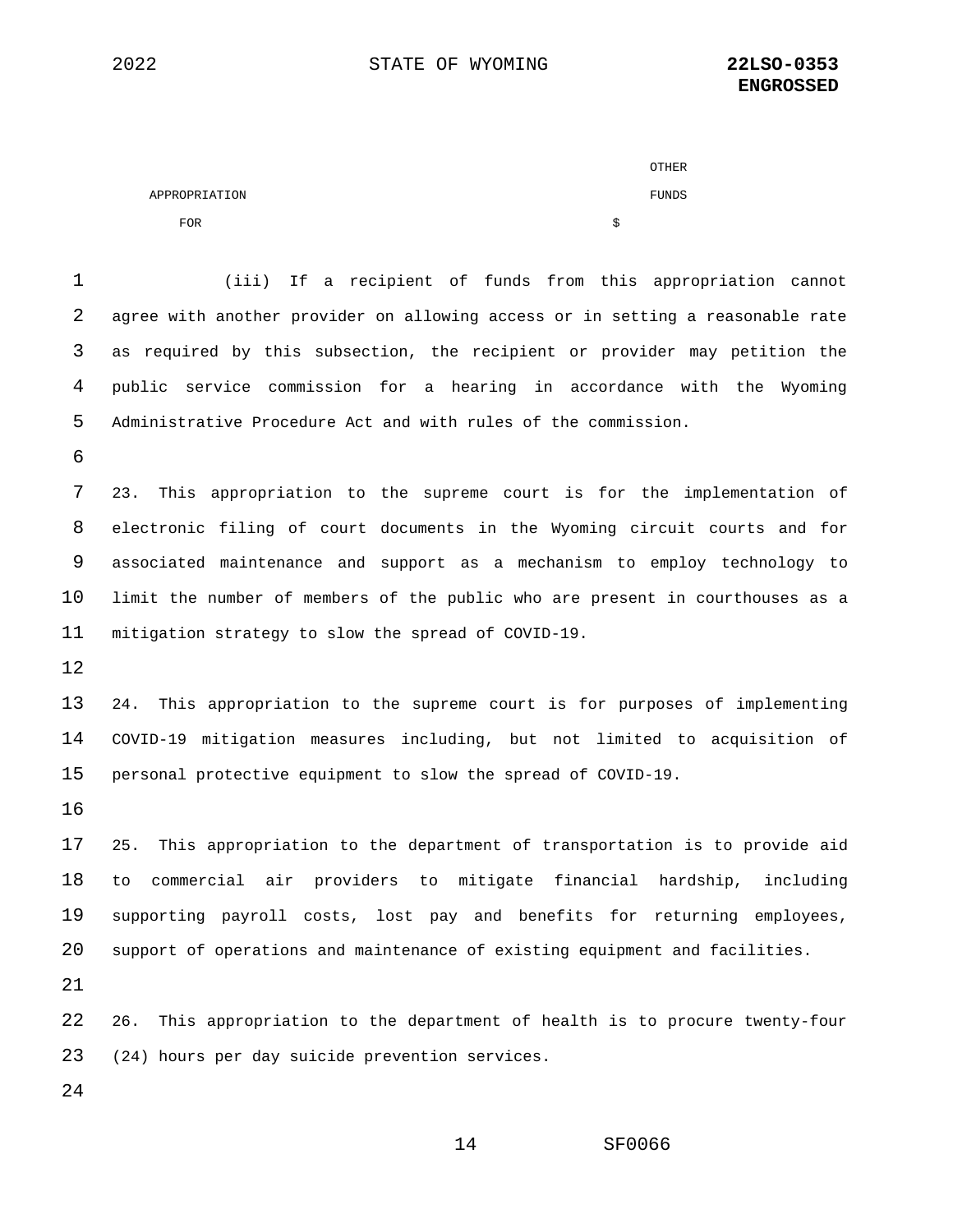(iii) If a recipient of funds from this appropriation cannot agree with another provider on allowing access or in setting a reasonable rate as required by this subsection, the recipient or provider may petition the public service commission for a hearing in accordance with the Wyoming Administrative Procedure Act and with rules of the commission.

23. This appropriation to the supreme court is for the implementation of electronic filing of court documents in the Wyoming circuit courts and for associated maintenance and support as a mechanism to employ technology to limit the number of members of the public who are present in courthouses as a mitigation strategy to slow the spread of COVID-19.

24. This appropriation to the supreme court is for purposes of implementing COVID-19 mitigation measures including, but not limited to acquisition of personal protective equipment to slow the spread of COVID-19.

25. This appropriation to the department of transportation is to provide aid to commercial air providers to mitigate financial hardship, including supporting payroll costs, lost pay and benefits for returning employees, support of operations and maintenance of existing equipment and facilities.

26. This appropriation to the department of health is to procure twenty-four (24) hours per day suicide prevention services.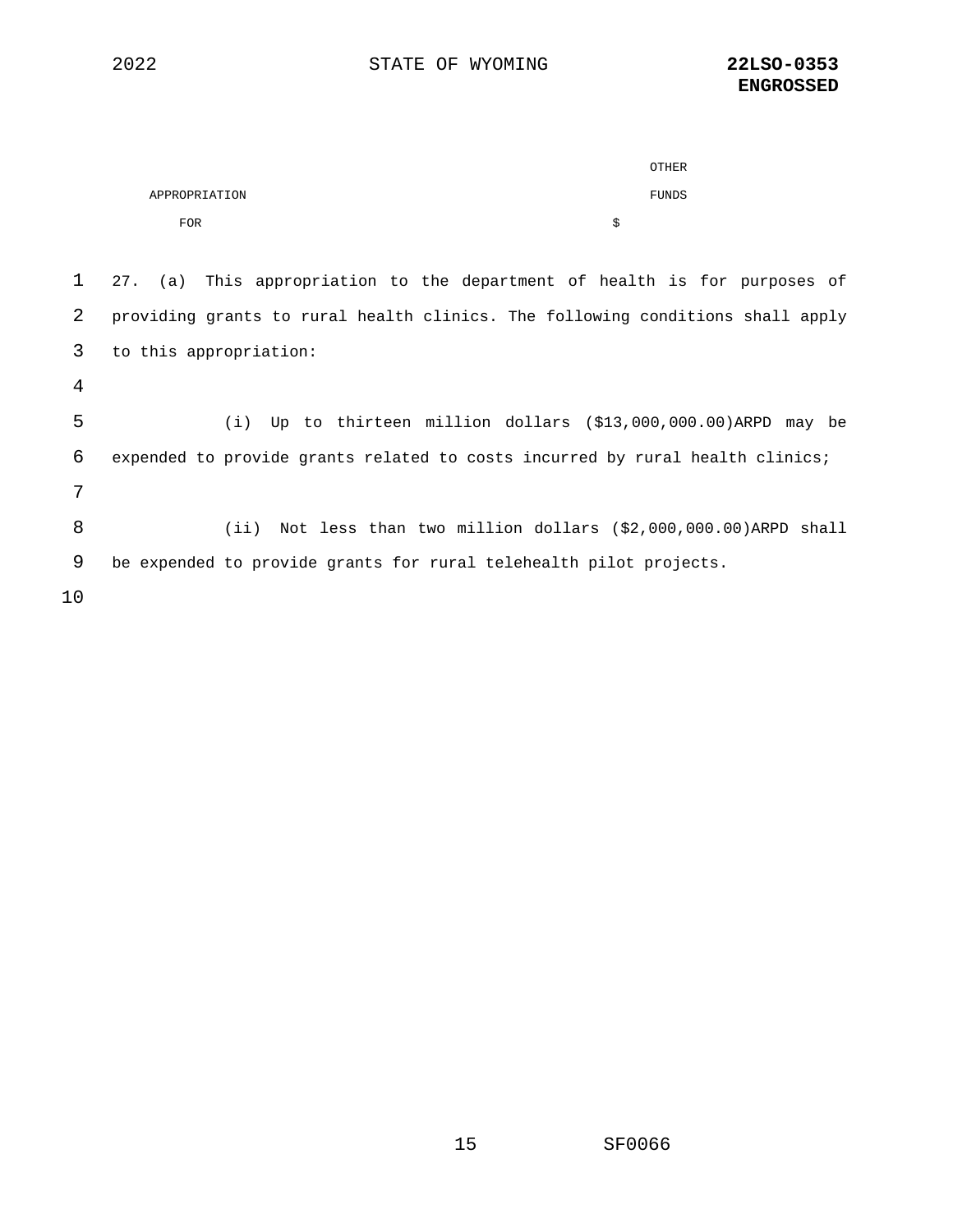| APPROPRIATION FOR | OTHER FUNDS $ |
|---|---|

27. (a) This appropriation to the department of health is for purposes of providing grants to rural health clinics. The following conditions shall apply to this appropriation:

(i) Up to thirteen million dollars ($13,000,000.00)ARPD may be expended to provide grants related to costs incurred by rural health clinics;

(ii) Not less than two million dollars ($2,000,000.00)ARPD shall be expended to provide grants for rural telehealth pilot projects.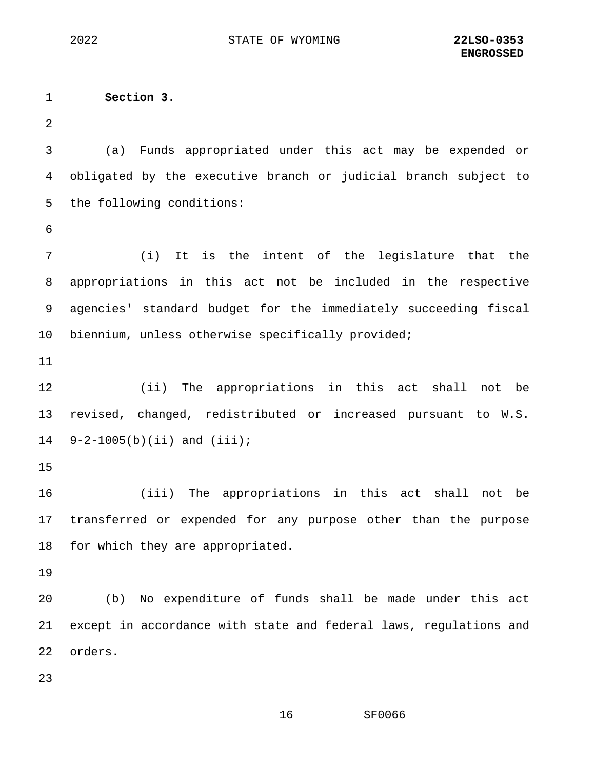**Section 3.**

(a) Funds appropriated under this act may be expended or obligated by the executive branch or judicial branch subject to the following conditions:

(i) It is the intent of the legislature that the appropriations in this act not be included in the respective agencies' standard budget for the immediately succeeding fiscal biennium, unless otherwise specifically provided;

(ii) The appropriations in this act shall not be revised, changed, redistributed or increased pursuant to W.S. 9-2-1005(b)(ii) and (iii);

(iii) The appropriations in this act shall not be transferred or expended for any purpose other than the purpose for which they are appropriated.

(b) No expenditure of funds shall be made under this act except in accordance with state and federal laws, regulations and orders.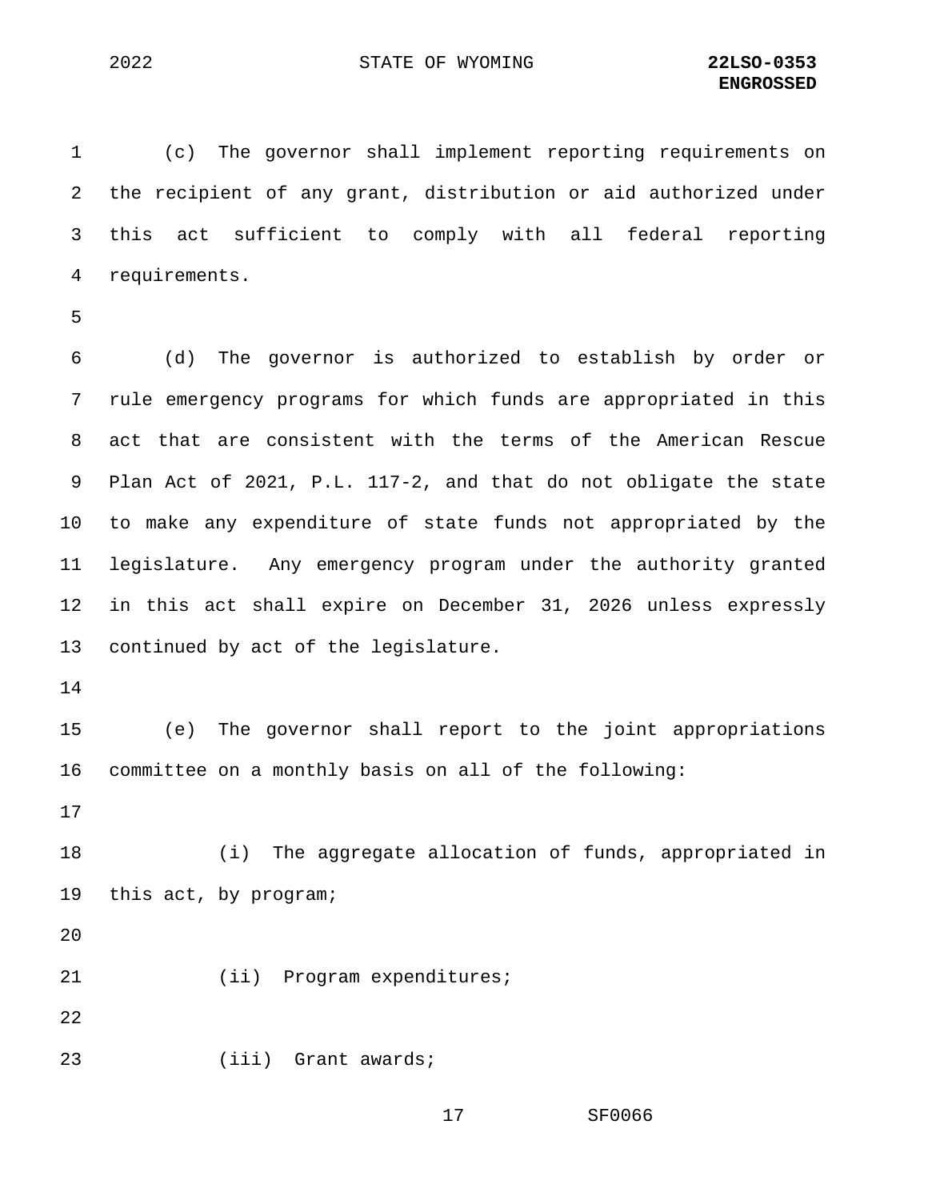(c) The governor shall implement reporting requirements on the recipient of any grant, distribution or aid authorized under this act sufficient to comply with all federal reporting requirements.

(d) The governor is authorized to establish by order or rule emergency programs for which funds are appropriated in this act that are consistent with the terms of the American Rescue Plan Act of 2021, P.L. 117-2, and that do not obligate the state to make any expenditure of state funds not appropriated by the legislature. Any emergency program under the authority granted in this act shall expire on December 31, 2026 unless expressly continued by act of the legislature.

(e) The governor shall report to the joint appropriations committee on a monthly basis on all of the following:

(i) The aggregate allocation of funds, appropriated in this act, by program;

(ii) Program expenditures;

(iii) Grant awards;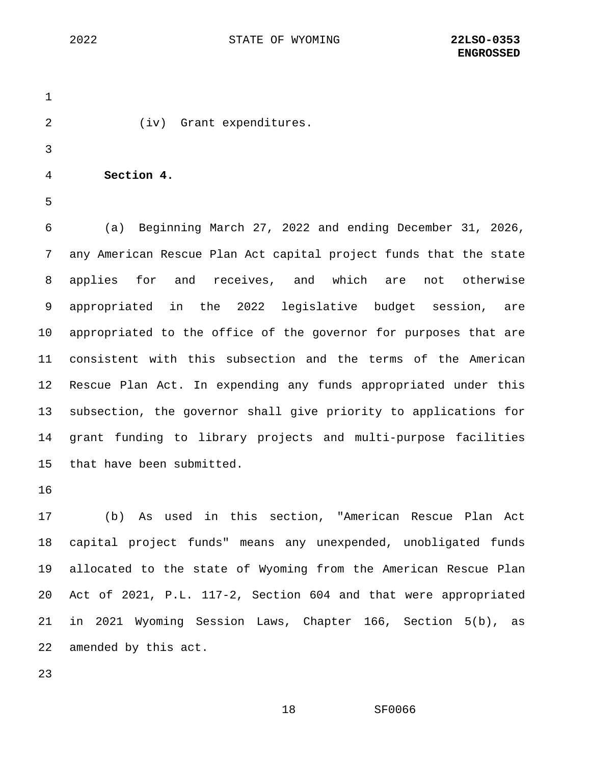(iv) Grant expenditures.

**Section 4.**

(a) Beginning March 27, 2022 and ending December 31, 2026, any American Rescue Plan Act capital project funds that the state applies for and receives, and which are not otherwise appropriated in the 2022 legislative budget session, are appropriated to the office of the governor for purposes that are consistent with this subsection and the terms of the American Rescue Plan Act. In expending any funds appropriated under this subsection, the governor shall give priority to applications for grant funding to library projects and multi-purpose facilities that have been submitted.

(b) As used in this section, "American Rescue Plan Act capital project funds" means any unexpended, unobligated funds allocated to the state of Wyoming from the American Rescue Plan Act of 2021, P.L. 117-2, Section 604 and that were appropriated in 2021 Wyoming Session Laws, Chapter 166, Section 5(b), as amended by this act.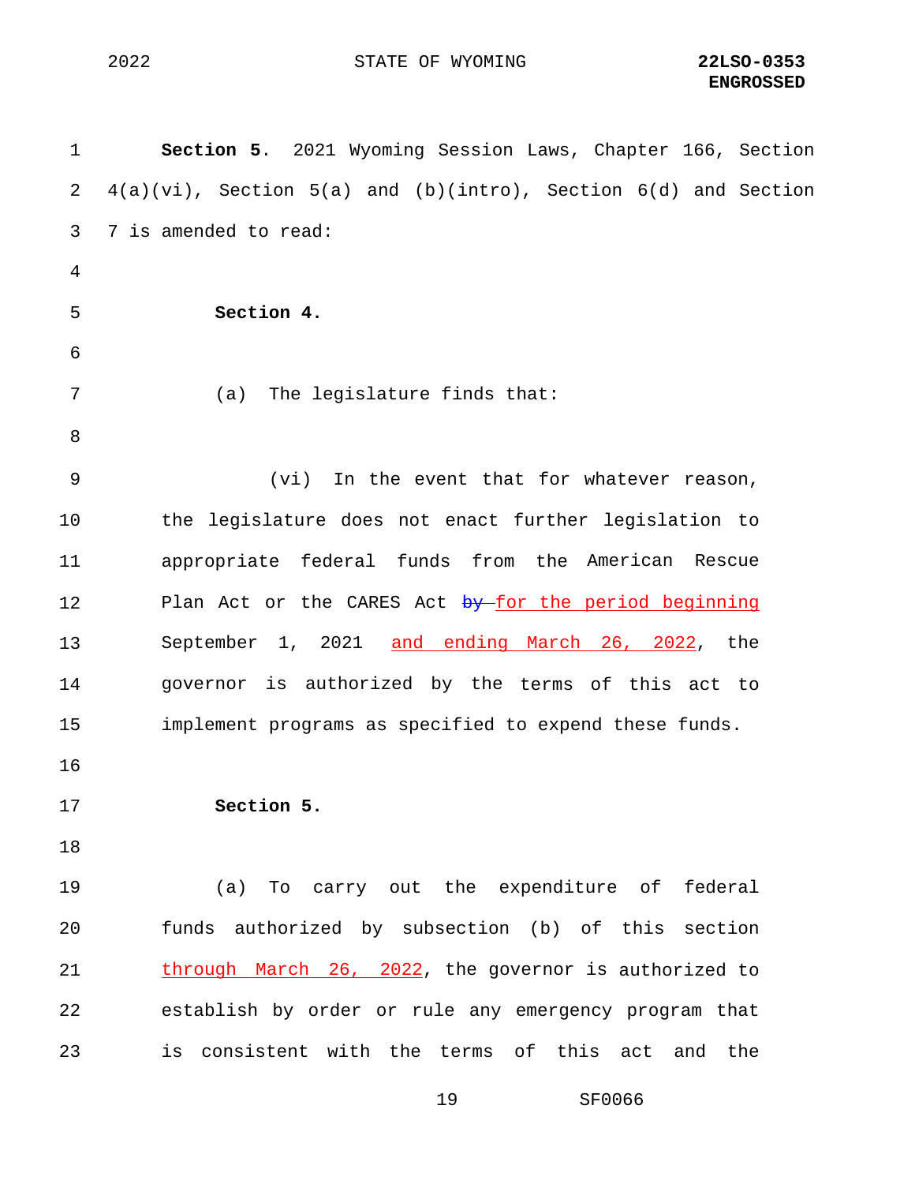**Section 5.** 2021 Wyoming Session Laws, Chapter 166, Section 4(a)(vi), Section 5(a) and (b)(intro), Section 6(d) and Section 7 is amended to read:

**Section 4.**

(a) The legislature finds that:

(vi) In the event that for whatever reason, the legislature does not enact further legislation to appropriate federal funds from the American Rescue Plan Act or the CARES Act ~~by~~ for the period beginning September 1, 2021 and ending March 26, 2022, the governor is authorized by the terms of this act to implement programs as specified to expend these funds.

**Section 5.**

(a) To carry out the expenditure of federal funds authorized by subsection (b) of this section through March 26, 2022, the governor is authorized to establish by order or rule any emergency program that is consistent with the terms of this act and the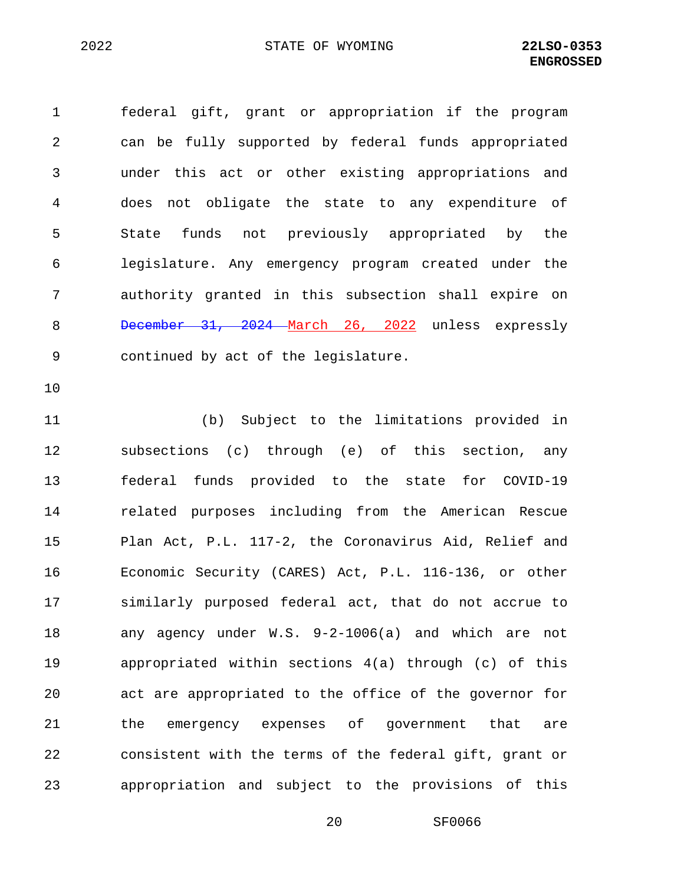federal gift, grant or appropriation if the program can be fully supported by federal funds appropriated under this act or other existing appropriations and does not obligate the state to any expenditure of State funds not previously appropriated by the legislature. Any emergency program created under the authority granted in this subsection shall expire on ~~December 31, 2024~~ March 26, 2022 unless expressly continued by act of the legislature.

(b) Subject to the limitations provided in subsections (c) through (e) of this section, any federal funds provided to the state for COVID-19 related purposes including from the American Rescue Plan Act, P.L. 117-2, the Coronavirus Aid, Relief and Economic Security (CARES) Act, P.L. 116-136, or other similarly purposed federal act, that do not accrue to any agency under W.S. 9-2-1006(a) and which are not appropriated within sections 4(a) through (c) of this act are appropriated to the office of the governor for the emergency expenses of government that are consistent with the terms of the federal gift, grant or appropriation and subject to the provisions of this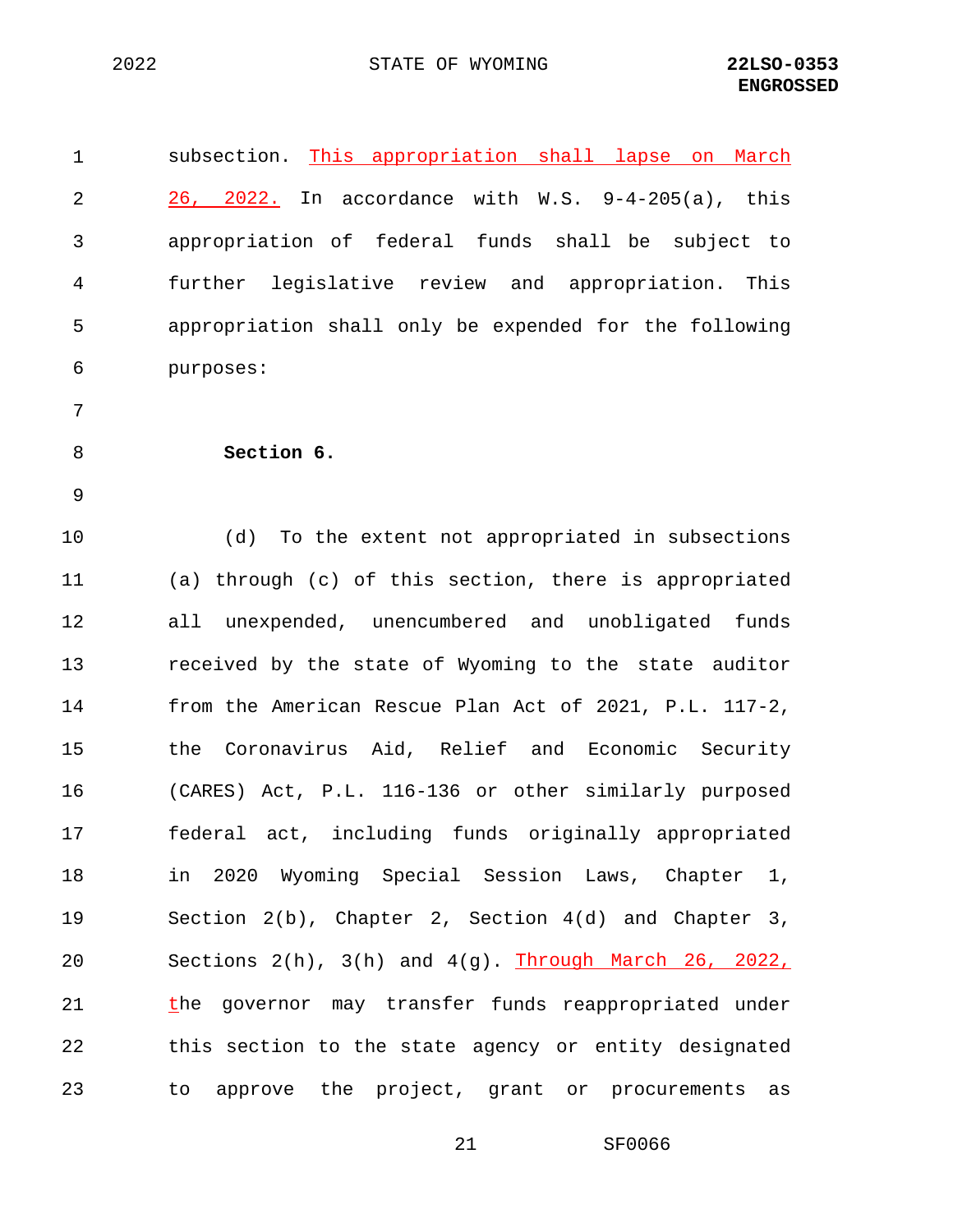subsection. <u>This appropriation shall lapse on March 26, 2022.</u> In accordance with W.S. 9-4-205(a), this appropriation of federal funds shall be subject to further legislative review and appropriation. This appropriation shall only be expended for the following purposes:

**Section 6.**

(d) To the extent not appropriated in subsections (a) through (c) of this section, there is appropriated all unexpended, unencumbered and unobligated funds received by the state of Wyoming to the state auditor from the American Rescue Plan Act of 2021, P.L. 117-2, the Coronavirus Aid, Relief and Economic Security (CARES) Act, P.L. 116-136 or other similarly purposed federal act, including funds originally appropriated in 2020 Wyoming Special Session Laws, Chapter 1, Section 2(b), Chapter 2, Section 4(d) and Chapter 3, Sections 2(h), 3(h) and 4(g). <u>Through March 26, 2022, t</u>he governor may transfer funds reappropriated under this section to the state agency or entity designated to approve the project, grant or procurements as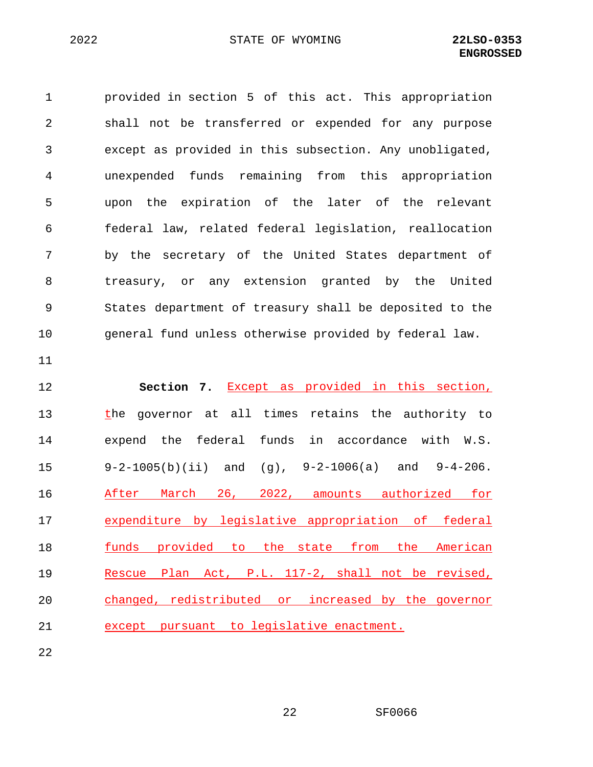provided in section 5 of this act. This appropriation shall not be transferred or expended for any purpose except as provided in this subsection. Any unobligated, unexpended funds remaining from this appropriation upon the expiration of the later of the relevant federal law, related federal legislation, reallocation by the secretary of the United States department of treasury, or any extension granted by the United States department of treasury shall be deposited to the general fund unless otherwise provided by federal law.

**Section 7.** <u>Except as provided in this section, t</u>he governor at all times retains the authority to expend the federal funds in accordance with W.S. 9-2-1005(b)(ii) and (g), 9-2-1006(a) and 9-4-206. <u>After March 26, 2022, amounts authorized for expenditure by legislative appropriation of federal funds provided to the state from the American Rescue Plan Act, P.L. 117-2, shall not be revised, changed, redistributed or increased by the governor except pursuant to legislative enactment.</u>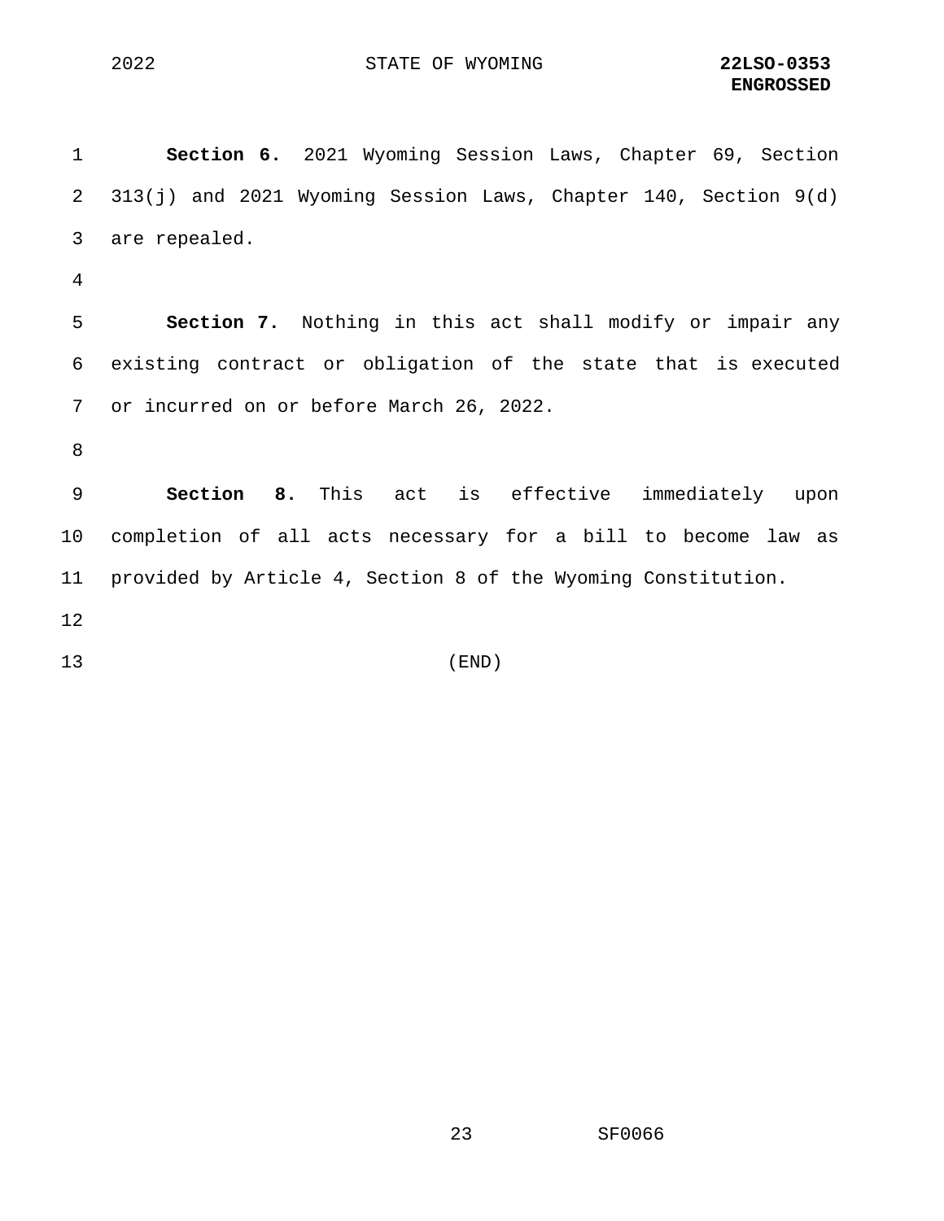**Section 6.** 2021 Wyoming Session Laws, Chapter 69, Section 313(j) and 2021 Wyoming Session Laws, Chapter 140, Section 9(d) are repealed.

**Section 7.** Nothing in this act shall modify or impair any existing contract or obligation of the state that is executed or incurred on or before March 26, 2022.

**Section 8.** This act is effective immediately upon completion of all acts necessary for a bill to become law as provided by Article 4, Section 8 of the Wyoming Constitution.

(END)